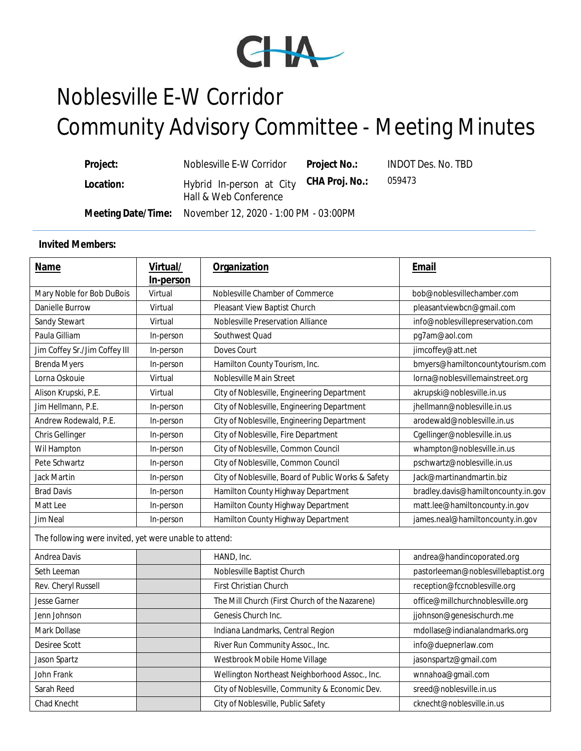CHA

# Noblesville E-W Corridor
# Community Advisory Committee - Meeting Minutes

| | | | |
|---|---|---|---|
| **Project:** | Noblesville E-W Corridor | **Project No.:** | INDOT Des. No. TBD |
| **Location:** | Hybrid In-person at City Hall & Web Conference | **CHA Proj. No.:** | 059473 |
| **Meeting Date/Time:** | November 12, 2020 - 1:00 PM - 03:00PM | | |

**Invited Members:**

| **Name** | **Virtual/ In-person** | **Organization** | **Email** |
|---|---|---|---|
| Mary Noble for Bob DuBois | Virtual | Noblesville Chamber of Commerce | bob@noblesvillechamber.com |
| Danielle Burrow | Virtual | Pleasant View Baptist Church | pleasantviewbcn@gmail.com |
| Sandy Stewart | Virtual | Noblesville Preservation Alliance | info@noblesvillepreservation.com |
| Paula Gilliam | In-person | Southwest Quad | pg7am@aol.com |
| Jim Coffey Sr./Jim Coffey III | In-person | Doves Court | jimcoffey@att.net |
| Brenda Myers | In-person | Hamilton County Tourism, Inc. | bmyers@hamiltoncountytourism.com |
| Lorna Oskouie | Virtual | Noblesville Main Street | lorna@noblesvillemainstreet.org |
| Alison Krupski, P.E. | Virtual | City of Noblesville, Engineering Department | akrupski@noblesville.in.us |
| Jim Hellmann, P.E. | In-person | City of Noblesville, Engineering Department | jhellmann@noblesville.in.us |
| Andrew Rodewald, P.E. | In-person | City of Noblesville, Engineering Department | arodewald@noblesville.in.us |
| Chris Gellinger | In-person | City of Noblesville, Fire Department | Cgellinger@noblesville.in.us |
| Wil Hampton | In-person | City of Noblesville, Common Council | whampton@noblesville.in.us |
| Pete Schwartz | In-person | City of Noblesville, Common Council | pschwartz@noblesville.in.us |
| Jack Martin | In-person | City of Noblesville, Board of Public Works & Safety | Jack@martinandmartin.biz |
| Brad Davis | In-person | Hamilton County Highway Department | bradley.davis@hamiltoncounty.in.gov |
| Matt Lee | In-person | Hamilton County Highway Department | matt.lee@hamiltoncounty.in.gov |
| Jim Neal | In-person | Hamilton County Highway Department | james.neal@hamiltoncounty.in.gov |
| The following were invited, yet were unable to attend: | | | |
| Andrea Davis | | HAND, Inc. | andrea@handincoporated.org |
| Seth Leeman | | Noblesville Baptist Church | pastorleeman@noblesvillebaptist.org |
| Rev. Cheryl Russell | | First Christian Church | reception@fccnoblesville.org |
| Jesse Garner | | The Mill Church (First Church of the Nazarene) | office@millchurchnoblesville.org |
| Jenn Johnson | | Genesis Church Inc. | jjohnson@genesischurch.me |
| Mark Dollase | | Indiana Landmarks, Central Region | mdollase@indianalandmarks.org |
| Desiree Scott | | River Run Community Assoc., Inc. | info@duepnerlaw.com |
| Jason Spartz | | Westbrook Mobile Home Village | jasonspartz@gmail.com |
| John Frank | | Wellington Northeast Neighborhood Assoc., Inc. | wnnahoa@gmail.com |
| Sarah Reed | | City of Noblesville, Community & Economic Dev. | sreed@noblesville.in.us |
| Chad Knecht | | City of Noblesville, Public Safety | cknecht@noblesville.in.us |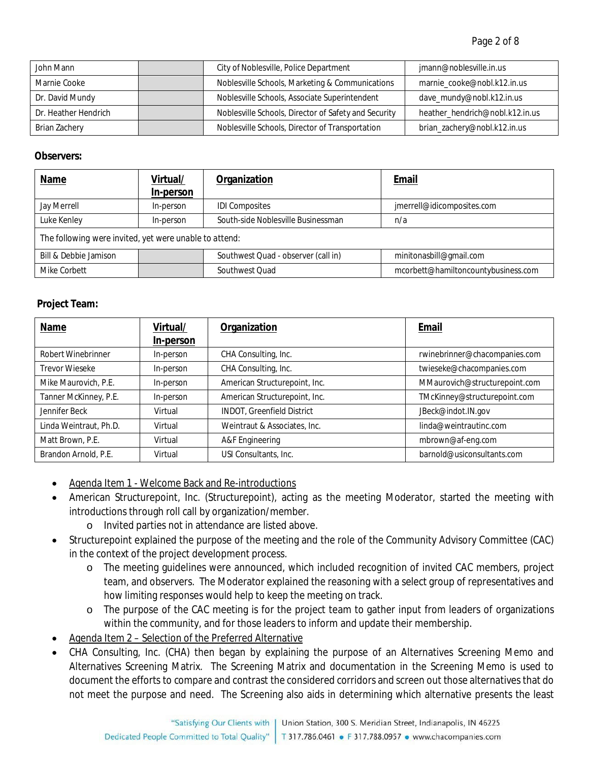| | | | |
|---|---|---|---|
| John Mann | | City of Noblesville, Police Department | jmann@noblesville.in.us |
| Marnie Cooke | | Noblesville Schools, Marketing & Communications | marnie_cooke@nobl.k12.in.us |
| Dr. David Mundy | | Noblesville Schools, Associate Superintendent | dave_mundy@nobl.k12.in.us |
| Dr. Heather Hendrich | | Noblesville Schools, Director of Safety and Security | heather_hendrich@nobl.k12.in.us |
| Brian Zachery | | Noblesville Schools, Director of Transportation | brian_zachery@nobl.k12.in.us |

**Observers:**

| Name | Virtual/ In-person | Organization | Email |
|---|---|---|---|
| Jay Merrell | In-person | IDI Composites | jmerrell@idicomposites.com |
| Luke Kenley | In-person | South-side Noblesville Businessman | n/a |
| *The following were invited, yet were unable to attend:* | | | |
| Bill & Debbie Jamison | | Southwest Quad - observer (call in) | minitonasbill@gmail.com |
| Mike Corbett | | Southwest Quad | mcorbett@hamiltoncountybusiness.com |

**Project Team:**

| Name | Virtual/ In-person | Organization | Email |
|---|---|---|---|
| Robert Winebrinner | In-person | CHA Consulting, Inc. | rwinebrinner@chacompanies.com |
| Trevor Wieseke | In-person | CHA Consulting, Inc. | twieseke@chacompanies.com |
| Mike Maurovich, P.E. | In-person | American Structurepoint, Inc. | MMaurovich@structurepoint.com |
| Tanner McKinney, P.E. | In-person | American Structurepoint, Inc. | TMcKinney@structurepoint.com |
| Jennifer Beck | Virtual | INDOT, Greenfield District | JBeck@indot.IN.gov |
| Linda Weintraut, Ph.D. | Virtual | Weintraut & Associates, Inc. | linda@weintrautinc.com |
| Matt Brown, P.E. | Virtual | A&F Engineering | mbrown@af-eng.com |
| Brandon Arnold, P.E. | Virtual | USI Consultants, Inc. | barnold@usiconsultants.com |

- Agenda Item 1 - Welcome Back and Re-introductions
- American Structurepoint, Inc. (Structurepoint), acting as the meeting Moderator, started the meeting with introductions through roll call by organization/member.
  - Invited parties not in attendance are listed above.
- Structurepoint explained the purpose of the meeting and the role of the Community Advisory Committee (CAC) in the context of the project development process.
  - The meeting guidelines were announced, which included recognition of invited CAC members, project team, and observers. The Moderator explained the reasoning with a select group of representatives and how limiting responses would help to keep the meeting on track.
  - The purpose of the CAC meeting is for the project team to gather input from leaders of organizations within the community, and for those leaders to inform and update their membership.
- Agenda Item 2 – Selection of the Preferred Alternative
- CHA Consulting, Inc. (CHA) then began by explaining the purpose of an Alternatives Screening Memo and Alternatives Screening Matrix. The Screening Matrix and documentation in the Screening Memo is used to document the efforts to compare and contrast the considered corridors and screen out those alternatives that do not meet the purpose and need. The Screening also aids in determining which alternative presents the least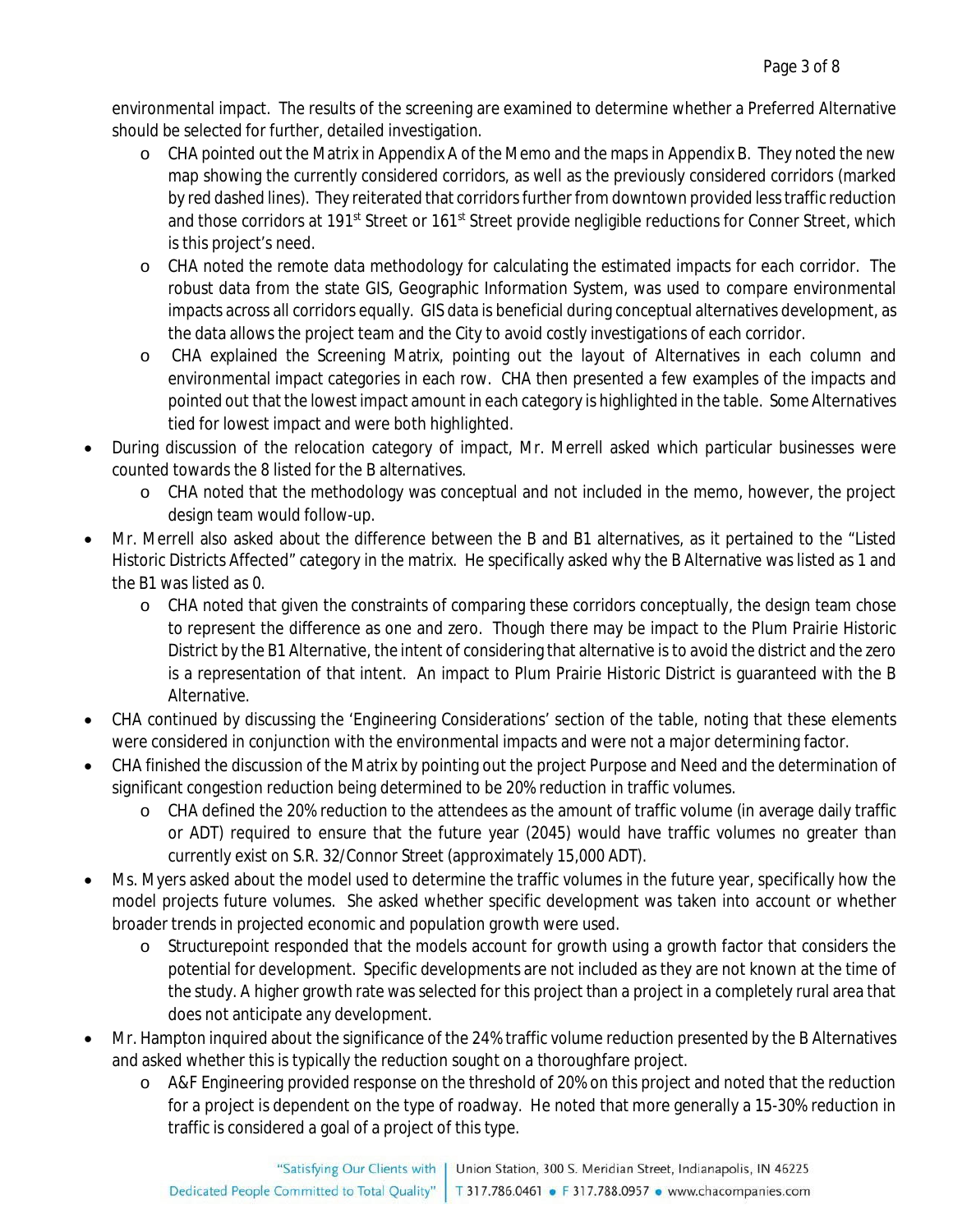environmental impact. The results of the screening are examined to determine whether a Preferred Alternative should be selected for further, detailed investigation.

- CHA pointed out the Matrix in Appendix A of the Memo and the maps in Appendix B. They noted the new map showing the currently considered corridors, as well as the previously considered corridors (marked by red dashed lines). They reiterated that corridors further from downtown provided less traffic reduction and those corridors at 191st Street or 161st Street provide negligible reductions for Conner Street, which is this project's need.
- CHA noted the remote data methodology for calculating the estimated impacts for each corridor. The robust data from the state GIS, Geographic Information System, was used to compare environmental impacts across all corridors equally. GIS data is beneficial during conceptual alternatives development, as the data allows the project team and the City to avoid costly investigations of each corridor.
- CHA explained the Screening Matrix, pointing out the layout of Alternatives in each column and environmental impact categories in each row. CHA then presented a few examples of the impacts and pointed out that the lowest impact amount in each category is highlighted in the table. Some Alternatives tied for lowest impact and were both highlighted.

- During discussion of the relocation category of impact, Mr. Merrell asked which particular businesses were counted towards the 8 listed for the B alternatives.
  - CHA noted that the methodology was conceptual and not included in the memo, however, the project design team would follow-up.
- Mr. Merrell also asked about the difference between the B and B1 alternatives, as it pertained to the "Listed Historic Districts Affected" category in the matrix. He specifically asked why the B Alternative was listed as 1 and the B1 was listed as 0.
  - CHA noted that given the constraints of comparing these corridors conceptually, the design team chose to represent the difference as one and zero. Though there may be impact to the Plum Prairie Historic District by the B1 Alternative, the intent of considering that alternative is to avoid the district and the zero is a representation of that intent. An impact to Plum Prairie Historic District is guaranteed with the B Alternative.
- CHA continued by discussing the 'Engineering Considerations' section of the table, noting that these elements were considered in conjunction with the environmental impacts and were not a major determining factor.
- CHA finished the discussion of the Matrix by pointing out the project Purpose and Need and the determination of significant congestion reduction being determined to be 20% reduction in traffic volumes.
  - CHA defined the 20% reduction to the attendees as the amount of traffic volume (in average daily traffic or ADT) required to ensure that the future year (2045) would have traffic volumes no greater than currently exist on S.R. 32/Connor Street (approximately 15,000 ADT).
- Ms. Myers asked about the model used to determine the traffic volumes in the future year, specifically how the model projects future volumes. She asked whether specific development was taken into account or whether broader trends in projected economic and population growth were used.
  - Structurepoint responded that the models account for growth using a growth factor that considers the potential for development. Specific developments are not included as they are not known at the time of the study. A higher growth rate was selected for this project than a project in a completely rural area that does not anticipate any development.
- Mr. Hampton inquired about the significance of the 24% traffic volume reduction presented by the B Alternatives and asked whether this is typically the reduction sought on a thoroughfare project.
  - A&F Engineering provided response on the threshold of 20% on this project and noted that the reduction for a project is dependent on the type of roadway. He noted that more generally a 15-30% reduction in traffic is considered a goal of a project of this type.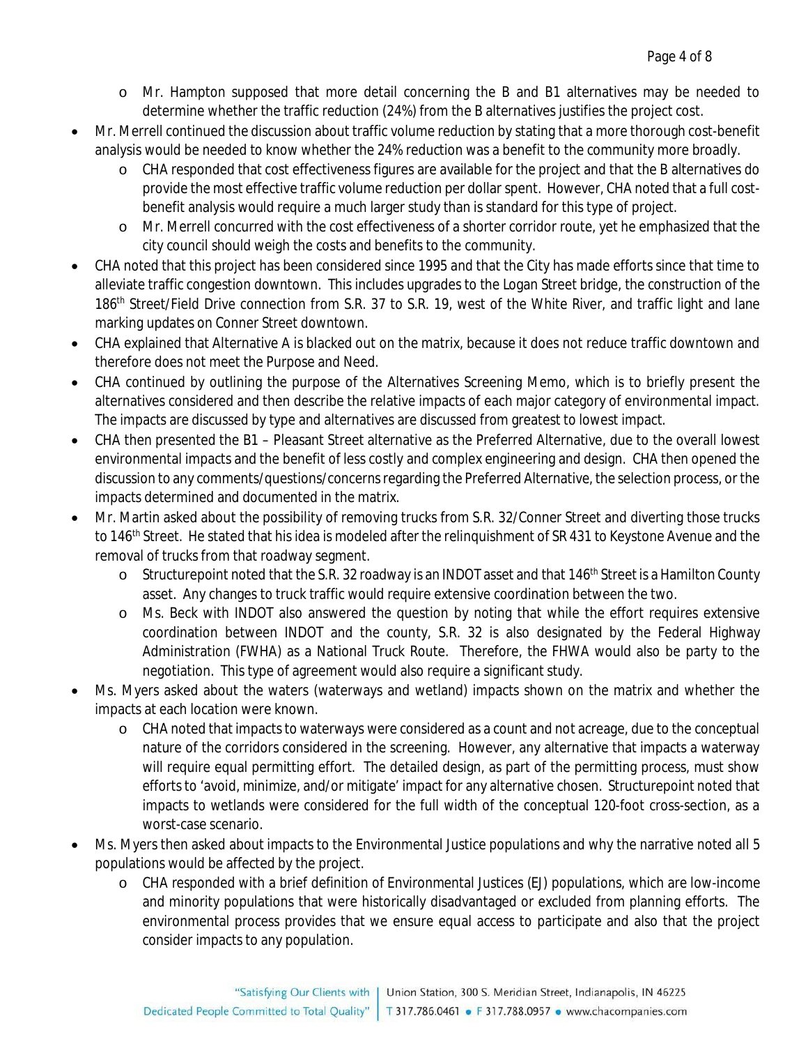- Mr. Hampton supposed that more detail concerning the B and B1 alternatives may be needed to determine whether the traffic reduction (24%) from the B alternatives justifies the project cost.
- Mr. Merrell continued the discussion about traffic volume reduction by stating that a more thorough cost-benefit analysis would be needed to know whether the 24% reduction was a benefit to the community more broadly.
  - CHA responded that cost effectiveness figures are available for the project and that the B alternatives do provide the most effective traffic volume reduction per dollar spent. However, CHA noted that a full cost-benefit analysis would require a much larger study than is standard for this type of project.
  - Mr. Merrell concurred with the cost effectiveness of a shorter corridor route, yet he emphasized that the city council should weigh the costs and benefits to the community.
- CHA noted that this project has been considered since 1995 and that the City has made efforts since that time to alleviate traffic congestion downtown. This includes upgrades to the Logan Street bridge, the construction of the 186th Street/Field Drive connection from S.R. 37 to S.R. 19, west of the White River, and traffic light and lane marking updates on Conner Street downtown.
- CHA explained that Alternative A is blacked out on the matrix, because it does not reduce traffic downtown and therefore does not meet the Purpose and Need.
- CHA continued by outlining the purpose of the Alternatives Screening Memo, which is to briefly present the alternatives considered and then describe the relative impacts of each major category of environmental impact. The impacts are discussed by type and alternatives are discussed from greatest to lowest impact.
- CHA then presented the B1 – Pleasant Street alternative as the Preferred Alternative, due to the overall lowest environmental impacts and the benefit of less costly and complex engineering and design. CHA then opened the discussion to any comments/questions/concerns regarding the Preferred Alternative, the selection process, or the impacts determined and documented in the matrix.
- Mr. Martin asked about the possibility of removing trucks from S.R. 32/Conner Street and diverting those trucks to 146th Street. He stated that his idea is modeled after the relinquishment of SR 431 to Keystone Avenue and the removal of trucks from that roadway segment.
  - Structurepoint noted that the S.R. 32 roadway is an INDOT asset and that 146th Street is a Hamilton County asset. Any changes to truck traffic would require extensive coordination between the two.
  - Ms. Beck with INDOT also answered the question by noting that while the effort requires extensive coordination between INDOT and the county, S.R. 32 is also designated by the Federal Highway Administration (FWHA) as a National Truck Route. Therefore, the FHWA would also be party to the negotiation. This type of agreement would also require a significant study.
- Ms. Myers asked about the waters (waterways and wetland) impacts shown on the matrix and whether the impacts at each location were known.
  - CHA noted that impacts to waterways were considered as a count and not acreage, due to the conceptual nature of the corridors considered in the screening. However, any alternative that impacts a waterway will require equal permitting effort. The detailed design, as part of the permitting process, must show efforts to 'avoid, minimize, and/or mitigate' impact for any alternative chosen. Structurepoint noted that impacts to wetlands were considered for the full width of the conceptual 120-foot cross-section, as a worst-case scenario.
- Ms. Myers then asked about impacts to the Environmental Justice populations and why the narrative noted all 5 populations would be affected by the project.
  - CHA responded with a brief definition of Environmental Justices (EJ) populations, which are low-income and minority populations that were historically disadvantaged or excluded from planning efforts. The environmental process provides that we ensure equal access to participate and also that the project consider impacts to any population.

"Satisfying Our Clients with Dedicated People Committed to Total Quality" | Union Station, 300 S. Meridian Street, Indianapolis, IN 46225 | T 317.786.0461 • F 317.788.0957 • www.chacompanies.com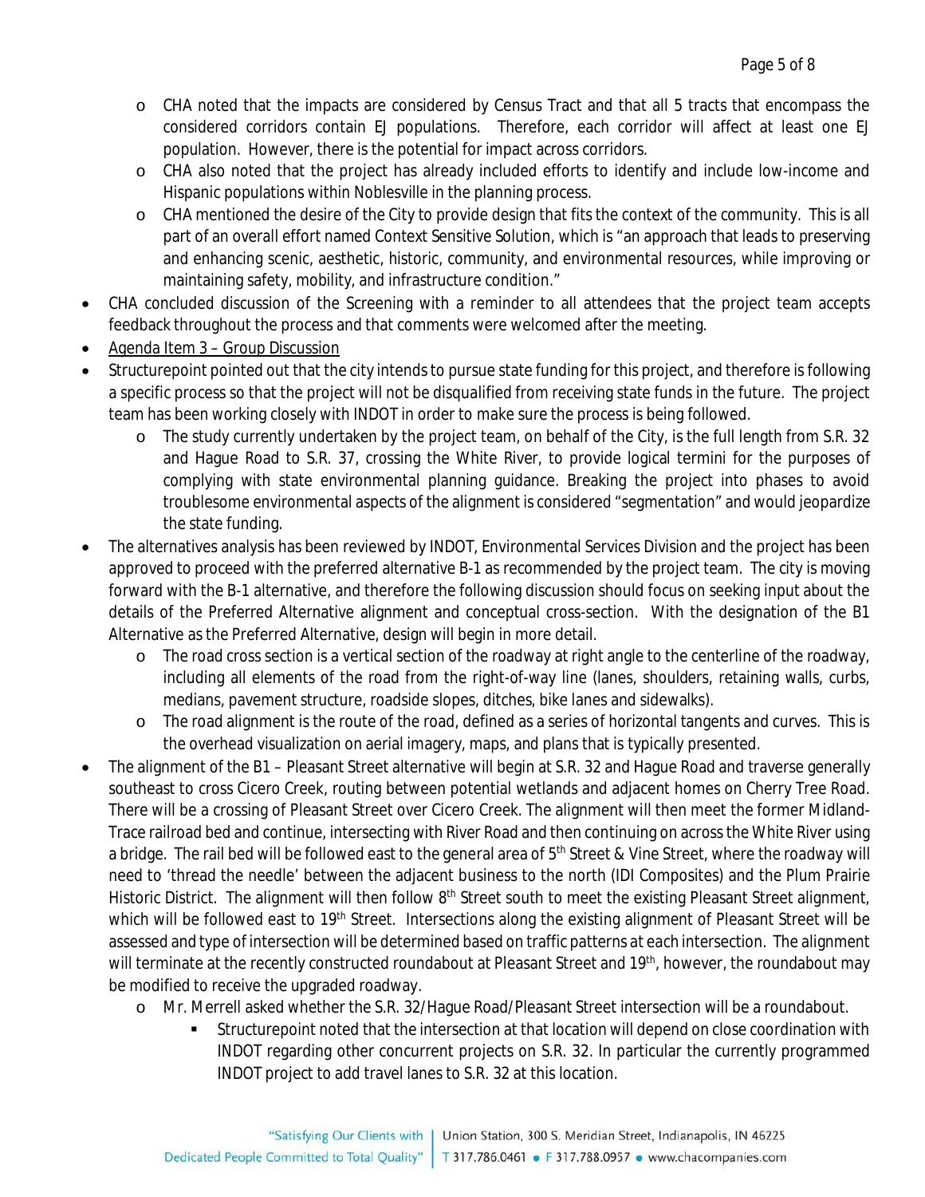- CHA noted that the impacts are considered by Census Tract and that all 5 tracts that encompass the considered corridors contain EJ populations. Therefore, each corridor will affect at least one EJ population. However, there is the potential for impact across corridors.
  - CHA also noted that the project has already included efforts to identify and include low-income and Hispanic populations within Noblesville in the planning process.
  - CHA mentioned the desire of the City to provide design that fits the context of the community. This is all part of an overall effort named Context Sensitive Solution, which is "an approach that leads to preserving and enhancing scenic, aesthetic, historic, community, and environmental resources, while improving or maintaining safety, mobility, and infrastructure condition."
- CHA concluded discussion of the Screening with a reminder to all attendees that the project team accepts feedback throughout the process and that comments were welcomed after the meeting.
- <u>Agenda Item 3 – Group Discussion</u>
- Structurepoint pointed out that the city intends to pursue state funding for this project, and therefore is following a specific process so that the project will not be disqualified from receiving state funds in the future. The project team has been working closely with INDOT in order to make sure the process is being followed.
  - The study currently undertaken by the project team, on behalf of the City, is the full length from S.R. 32 and Hague Road to S.R. 37, crossing the White River, to provide logical termini for the purposes of complying with state environmental planning guidance. Breaking the project into phases to avoid troublesome environmental aspects of the alignment is considered "segmentation" and would jeopardize the state funding.
- The alternatives analysis has been reviewed by INDOT, Environmental Services Division and the project has been approved to proceed with the preferred alternative B-1 as recommended by the project team. The city is moving forward with the B-1 alternative, and therefore the following discussion should focus on seeking input about the details of the Preferred Alternative alignment and conceptual cross-section. With the designation of the B1 Alternative as the Preferred Alternative, design will begin in more detail.
  - The road cross section is a vertical section of the roadway at right angle to the centerline of the roadway, including all elements of the road from the right-of-way line (lanes, shoulders, retaining walls, curbs, medians, pavement structure, roadside slopes, ditches, bike lanes and sidewalks).
  - The road alignment is the route of the road, defined as a series of horizontal tangents and curves. This is the overhead visualization on aerial imagery, maps, and plans that is typically presented.
- The alignment of the B1 – Pleasant Street alternative will begin at S.R. 32 and Hague Road and traverse generally southeast to cross Cicero Creek, routing between potential wetlands and adjacent homes on Cherry Tree Road. There will be a crossing of Pleasant Street over Cicero Creek. The alignment will then meet the former Midland-Trace railroad bed and continue, intersecting with River Road and then continuing on across the White River using a bridge. The rail bed will be followed east to the general area of 5th Street & Vine Street, where the roadway will need to 'thread the needle' between the adjacent business to the north (IDI Composites) and the Plum Prairie Historic District. The alignment will then follow 8th Street south to meet the existing Pleasant Street alignment, which will be followed east to 19th Street. Intersections along the existing alignment of Pleasant Street will be assessed and type of intersection will be determined based on traffic patterns at each intersection. The alignment will terminate at the recently constructed roundabout at Pleasant Street and 19th, however, the roundabout may be modified to receive the upgraded roadway.
  - Mr. Merrell asked whether the S.R. 32/Hague Road/Pleasant Street intersection will be a roundabout.
    - Structurepoint noted that the intersection at that location will depend on close coordination with INDOT regarding other concurrent projects on S.R. 32. In particular the currently programmed INDOT project to add travel lanes to S.R. 32 at this location.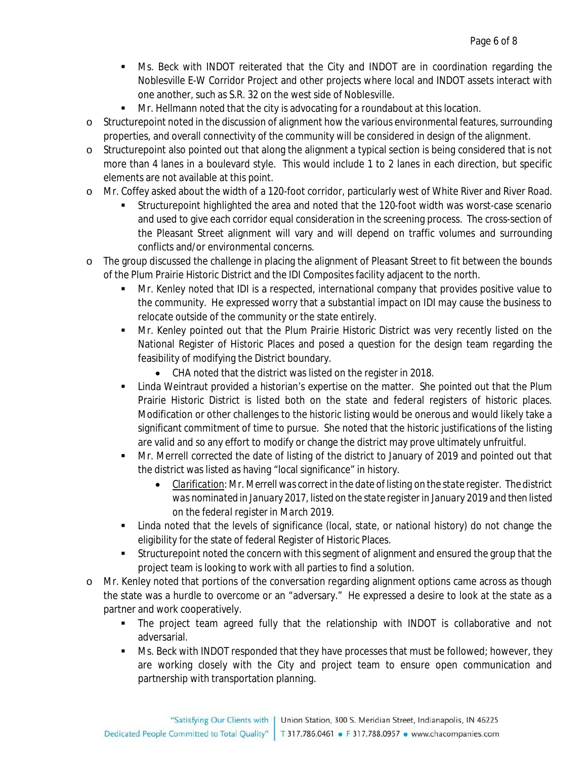- Ms. Beck with INDOT reiterated that the City and INDOT are in coordination regarding the Noblesville E-W Corridor Project and other projects where local and INDOT assets interact with one another, such as S.R. 32 on the west side of Noblesville.
    - Mr. Hellmann noted that the city is advocating for a roundabout at this location.
- Structurepoint noted in the discussion of alignment how the various environmental features, surrounding properties, and overall connectivity of the community will be considered in design of the alignment.
- Structurepoint also pointed out that along the alignment a typical section is being considered that is not more than 4 lanes in a boulevard style. This would include 1 to 2 lanes in each direction, but specific elements are not available at this point.
- Mr. Coffey asked about the width of a 120-foot corridor, particularly west of White River and River Road.
    - Structurepoint highlighted the area and noted that the 120-foot width was worst-case scenario and used to give each corridor equal consideration in the screening process. The cross-section of the Pleasant Street alignment will vary and will depend on traffic volumes and surrounding conflicts and/or environmental concerns.
- The group discussed the challenge in placing the alignment of Pleasant Street to fit between the bounds of the Plum Prairie Historic District and the IDI Composites facility adjacent to the north.
    - Mr. Kenley noted that IDI is a respected, international company that provides positive value to the community. He expressed worry that a substantial impact on IDI may cause the business to relocate outside of the community or the state entirely.
    - Mr. Kenley pointed out that the Plum Prairie Historic District was very recently listed on the National Register of Historic Places and posed a question for the design team regarding the feasibility of modifying the District boundary.
        - CHA noted that the district was listed on the register in 2018.
    - Linda Weintraut provided a historian's expertise on the matter. She pointed out that the Plum Prairie Historic District is listed both on the state and federal registers of historic places. Modification or other challenges to the historic listing would be onerous and would likely take a significant commitment of time to pursue. She noted that the historic justifications of the listing are valid and so any effort to modify or change the district may prove ultimately unfruitful.
    - Mr. Merrell corrected the date of listing of the district to January of 2019 and pointed out that the district was listed as having "local significance" in history.
        - *Clarification: Mr. Merrell was correct in the date of listing on the state register. The district was nominated in January 2017, listed on the state register in January 2019 and then listed on the federal register in March 2019.*
    - Linda noted that the levels of significance (local, state, or national history) do not change the eligibility for the state of federal Register of Historic Places.
    - Structurepoint noted the concern with this segment of alignment and ensured the group that the project team is looking to work with all parties to find a solution.
- Mr. Kenley noted that portions of the conversation regarding alignment options came across as though the state was a hurdle to overcome or an "adversary." He expressed a desire to look at the state as a partner and work cooperatively.
    - The project team agreed fully that the relationship with INDOT is collaborative and not adversarial.
    - Ms. Beck with INDOT responded that they have processes that must be followed; however, they are working closely with the City and project team to ensure open communication and partnership with transportation planning.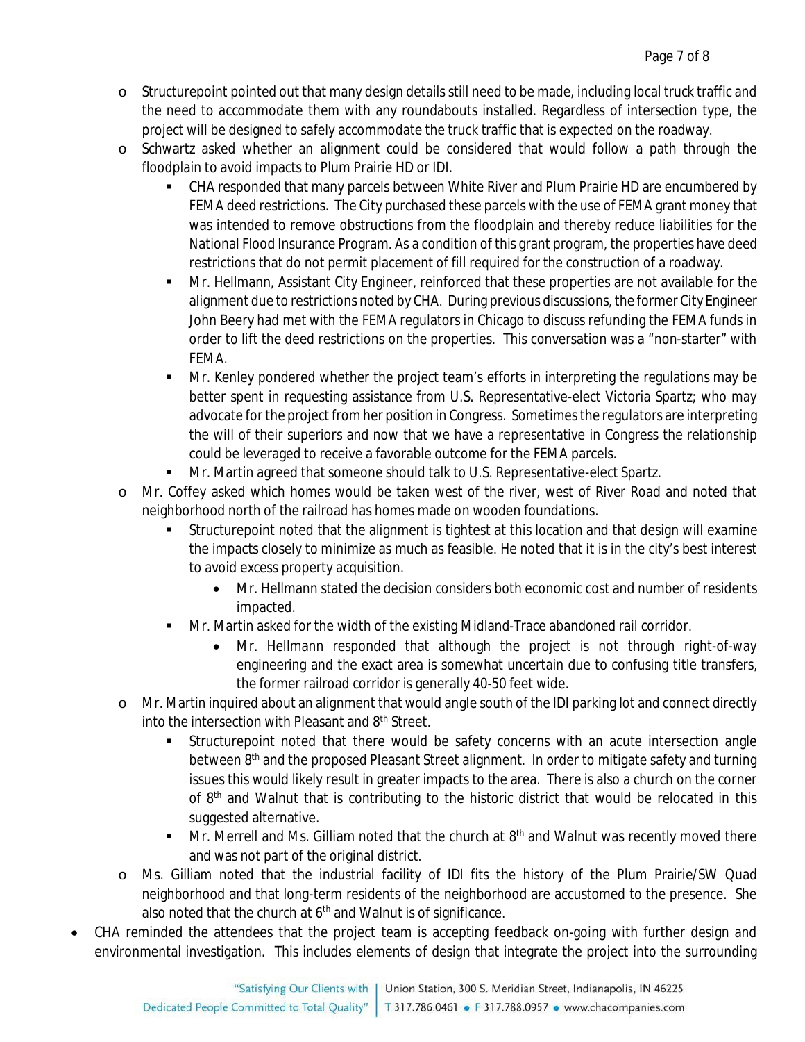- Structurepoint pointed out that many design details still need to be made, including local truck traffic and the need to accommodate them with any roundabouts installed. Regardless of intersection type, the project will be designed to safely accommodate the truck traffic that is expected on the roadway.
- Schwartz asked whether an alignment could be considered that would follow a path through the floodplain to avoid impacts to Plum Prairie HD or IDI.
    - CHA responded that many parcels between White River and Plum Prairie HD are encumbered by FEMA deed restrictions. The City purchased these parcels with the use of FEMA grant money that was intended to remove obstructions from the floodplain and thereby reduce liabilities for the National Flood Insurance Program. As a condition of this grant program, the properties have deed restrictions that do not permit placement of fill required for the construction of a roadway.
    - Mr. Hellmann, Assistant City Engineer, reinforced that these properties are not available for the alignment due to restrictions noted by CHA. During previous discussions, the former City Engineer John Beery had met with the FEMA regulators in Chicago to discuss refunding the FEMA funds in order to lift the deed restrictions on the properties. This conversation was a "non-starter" with FEMA.
    - Mr. Kenley pondered whether the project team's efforts in interpreting the regulations may be better spent in requesting assistance from U.S. Representative-elect Victoria Spartz; who may advocate for the project from her position in Congress. Sometimes the regulators are interpreting the will of their superiors and now that we have a representative in Congress the relationship could be leveraged to receive a favorable outcome for the FEMA parcels.
    - Mr. Martin agreed that someone should talk to U.S. Representative-elect Spartz.
- Mr. Coffey asked which homes would be taken west of the river, west of River Road and noted that neighborhood north of the railroad has homes made on wooden foundations.
    - Structurepoint noted that the alignment is tightest at this location and that design will examine the impacts closely to minimize as much as feasible. He noted that it is in the city's best interest to avoid excess property acquisition.
        - Mr. Hellmann stated the decision considers both economic cost and number of residents impacted.
    - Mr. Martin asked for the width of the existing Midland-Trace abandoned rail corridor.
        - Mr. Hellmann responded that although the project is not through right-of-way engineering and the exact area is somewhat uncertain due to confusing title transfers, the former railroad corridor is generally 40-50 feet wide.
- Mr. Martin inquired about an alignment that would angle south of the IDI parking lot and connect directly into the intersection with Pleasant and 8th Street.
    - Structurepoint noted that there would be safety concerns with an acute intersection angle between 8th and the proposed Pleasant Street alignment. In order to mitigate safety and turning issues this would likely result in greater impacts to the area. There is also a church on the corner of 8th and Walnut that is contributing to the historic district that would be relocated in this suggested alternative.
    - Mr. Merrell and Ms. Gilliam noted that the church at 8th and Walnut was recently moved there and was not part of the original district.
- Ms. Gilliam noted that the industrial facility of IDI fits the history of the Plum Prairie/SW Quad neighborhood and that long-term residents of the neighborhood are accustomed to the presence. She also noted that the church at 6th and Walnut is of significance.

- CHA reminded the attendees that the project team is accepting feedback on-going with further design and environmental investigation. This includes elements of design that integrate the project into the surrounding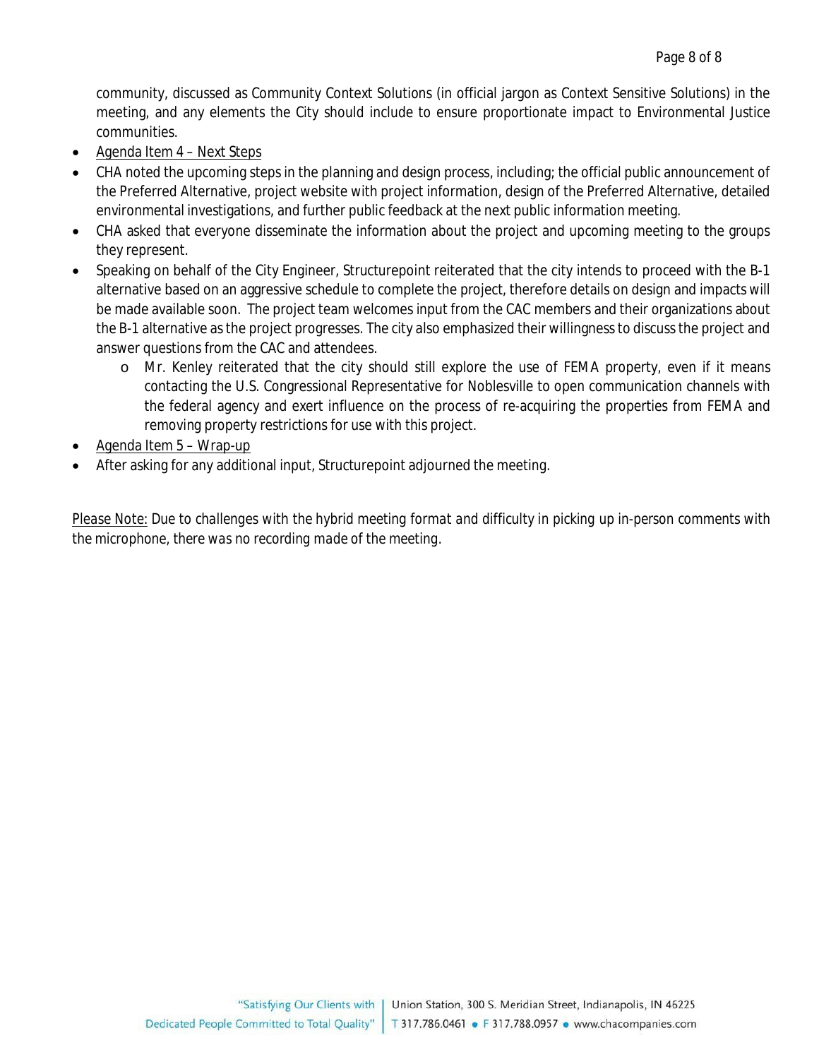community, discussed as Community Context Solutions (in official jargon as Context Sensitive Solutions) in the meeting, and any elements the City should include to ensure proportionate impact to Environmental Justice communities.

- Agenda Item 4 – Next Steps
- CHA noted the upcoming steps in the planning and design process, including; the official public announcement of the Preferred Alternative, project website with project information, design of the Preferred Alternative, detailed environmental investigations, and further public feedback at the next public information meeting.
- CHA asked that everyone disseminate the information about the project and upcoming meeting to the groups they represent.
- Speaking on behalf of the City Engineer, Structurepoint reiterated that the city intends to proceed with the B-1 alternative based on an aggressive schedule to complete the project, therefore details on design and impacts will be made available soon. The project team welcomes input from the CAC members and their organizations about the B-1 alternative as the project progresses. The city also emphasized their willingness to discuss the project and answer questions from the CAC and attendees.
    - Mr. Kenley reiterated that the city should still explore the use of FEMA property, even if it means contacting the U.S. Congressional Representative for Noblesville to open communication channels with the federal agency and exert influence on the process of re-acquiring the properties from FEMA and removing property restrictions for use with this project.
- Agenda Item 5 – Wrap-up
- After asking for any additional input, Structurepoint adjourned the meeting.

*Please Note: Due to challenges with the hybrid meeting format and difficulty in picking up in-person comments with the microphone, there was no recording made of the meeting.*